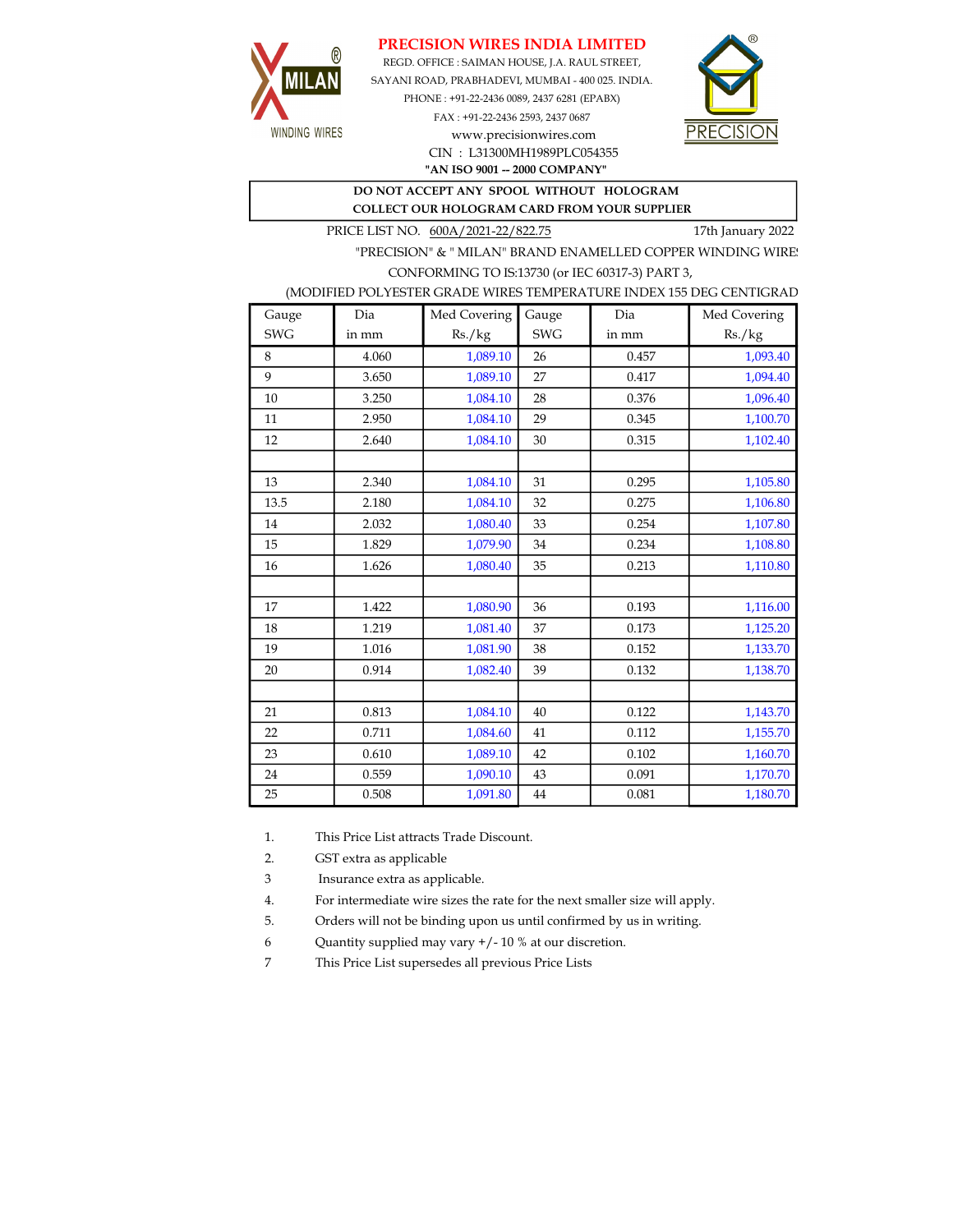# PRECISION WIRES INDIA LIMITED

REGD. OFFICE : SAIMAN HOUSE, J.A. RAUL STREET,
SAYANI ROAD, PRABHADEVI, MUMBAI - 400 025. INDIA.
PHONE : +91-22-2436 0089, 2437 6281 (EPABX)
FAX : +91-22-2436 2593, 2437 0687
www.precisionwires.com
CIN : L31300MH1989PLC054355
**"AN ISO 9001 -- 2000 COMPANY"**

MILAN WINDING WIRES

PRECISION

**DO NOT ACCEPT ANY SPOOL WITHOUT HOLOGRAM**
**COLLECT OUR HOLOGRAM CARD FROM YOUR SUPPLIER**

PRICE LIST NO. 600A/2021-22/822.75 17th January 2022

"PRECISION" & " MILAN" BRAND ENAMELLED COPPER WINDING WIRES
CONFORMING TO IS:13730 (or IEC 60317-3) PART 3,
(MODIFIED POLYESTER GRADE WIRES TEMPERATURE INDEX 155 DEG CENTIGRADE)

| Gauge SWG | Dia in mm | Med Covering Rs./kg | Gauge SWG | Dia in mm | Med Covering Rs./kg |
|---|---|---|---|---|---|
| 8 | 4.060 | 1,089.10 | 26 | 0.457 | 1,093.40 |
| 9 | 3.650 | 1,089.10 | 27 | 0.417 | 1,094.40 |
| 10 | 3.250 | 1,084.10 | 28 | 0.376 | 1,096.40 |
| 11 | 2.950 | 1,084.10 | 29 | 0.345 | 1,100.70 |
| 12 | 2.640 | 1,084.10 | 30 | 0.315 | 1,102.40 |
| | | | | | |
| 13 | 2.340 | 1,084.10 | 31 | 0.295 | 1,105.80 |
| 13.5 | 2.180 | 1,084.10 | 32 | 0.275 | 1,106.80 |
| 14 | 2.032 | 1,080.40 | 33 | 0.254 | 1,107.80 |
| 15 | 1.829 | 1,079.90 | 34 | 0.234 | 1,108.80 |
| 16 | 1.626 | 1,080.40 | 35 | 0.213 | 1,110.80 |
| | | | | | |
| 17 | 1.422 | 1,080.90 | 36 | 0.193 | 1,116.00 |
| 18 | 1.219 | 1,081.40 | 37 | 0.173 | 1,125.20 |
| 19 | 1.016 | 1,081.90 | 38 | 0.152 | 1,133.70 |
| 20 | 0.914 | 1,082.40 | 39 | 0.132 | 1,138.70 |
| | | | | | |
| 21 | 0.813 | 1,084.10 | 40 | 0.122 | 1,143.70 |
| 22 | 0.711 | 1,084.60 | 41 | 0.112 | 1,155.70 |
| 23 | 0.610 | 1,089.10 | 42 | 0.102 | 1,160.70 |
| 24 | 0.559 | 1,090.10 | 43 | 0.091 | 1,170.70 |
| 25 | 0.508 | 1,091.80 | 44 | 0.081 | 1,180.70 |

1. This Price List attracts Trade Discount.
2. GST extra as applicable
3. Insurance extra as applicable.
4. For intermediate wire sizes the rate for the next smaller size will apply.
5. Orders will not be binding upon us until confirmed by us in writing.
6. Quantity supplied may vary +/- 10 % at our discretion.
7. This Price List supersedes all previous Price Lists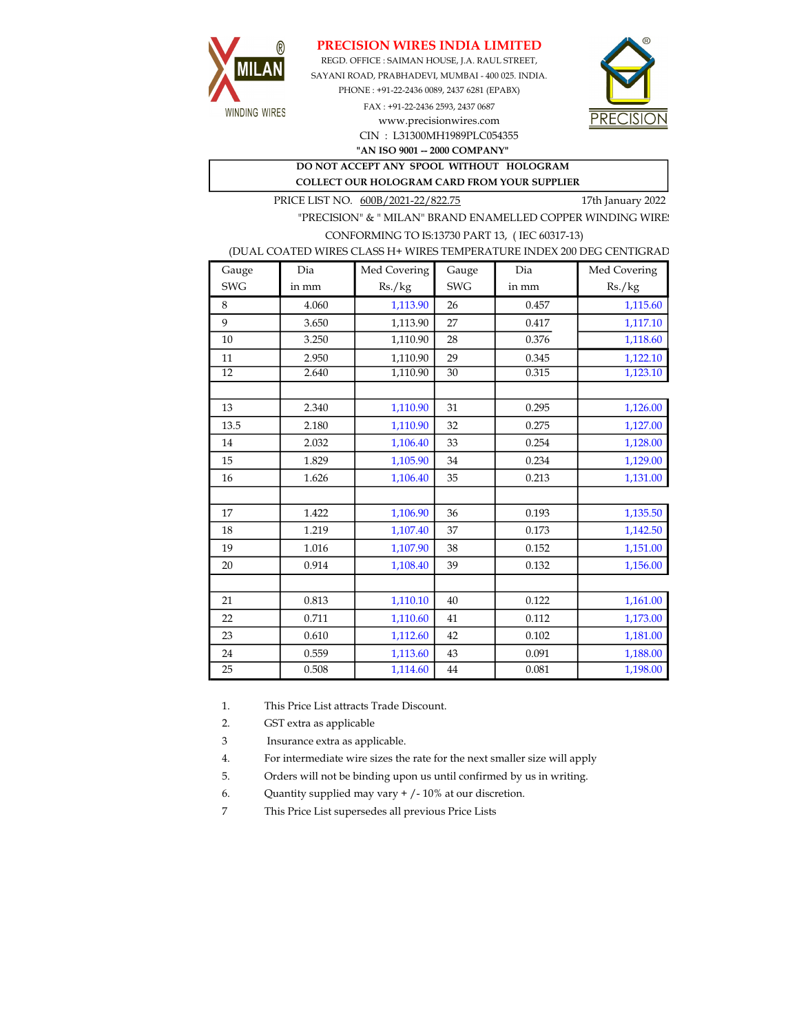# PRECISION WIRES INDIA LIMITED

REGD. OFFICE : SAIMAN HOUSE, J.A. RAUL STREET,
SAYANI ROAD, PRABHADEVI, MUMBAI - 400 025. INDIA.
PHONE : +91-22-2436 0089, 2437 6281 (EPABX)
FAX : +91-22-2436 2593, 2437 0687
www.precisionwires.com
CIN : L31300MH1989PLC054355
**"AN ISO 9001 -- 2000 COMPANY"**

**DO NOT ACCEPT ANY SPOOL WITHOUT HOLOGRAM**
**COLLECT OUR HOLOGRAM CARD FROM YOUR SUPPLIER**

PRICE LIST NO. 600B/2021-22/822.75 17th January 2022

"PRECISION" & " MILAN" BRAND ENAMELLED COPPER WINDING WIRES
CONFORMING TO IS:13730 PART 13, ( IEC 60317-13)
(DUAL COATED WIRES CLASS H+ WIRES TEMPERATURE INDEX 200 DEG CENTIGRAD

| Gauge SWG | Dia in mm | Med Covering Rs./kg | Gauge SWG | Dia in mm | Med Covering Rs./kg |
|---|---|---|---|---|---|
| 8 | 4.060 | 1,113.90 | 26 | 0.457 | 1,115.60 |
| 9 | 3.650 | 1,113.90 | 27 | 0.417 | 1,117.10 |
| 10 | 3.250 | 1,110.90 | 28 | 0.376 | 1,118.60 |
| 11 | 2.950 | 1,110.90 | 29 | 0.345 | 1,122.10 |
| 12 | 2.640 | 1,110.90 | 30 | 0.315 | 1,123.10 |
| | | | | | |
| 13 | 2.340 | 1,110.90 | 31 | 0.295 | 1,126.00 |
| 13.5 | 2.180 | 1,110.90 | 32 | 0.275 | 1,127.00 |
| 14 | 2.032 | 1,106.40 | 33 | 0.254 | 1,128.00 |
| 15 | 1.829 | 1,105.90 | 34 | 0.234 | 1,129.00 |
| 16 | 1.626 | 1,106.40 | 35 | 0.213 | 1,131.00 |
| | | | | | |
| 17 | 1.422 | 1,106.90 | 36 | 0.193 | 1,135.50 |
| 18 | 1.219 | 1,107.40 | 37 | 0.173 | 1,142.50 |
| 19 | 1.016 | 1,107.90 | 38 | 0.152 | 1,151.00 |
| 20 | 0.914 | 1,108.40 | 39 | 0.132 | 1,156.00 |
| | | | | | |
| 21 | 0.813 | 1,110.10 | 40 | 0.122 | 1,161.00 |
| 22 | 0.711 | 1,110.60 | 41 | 0.112 | 1,173.00 |
| 23 | 0.610 | 1,112.60 | 42 | 0.102 | 1,181.00 |
| 24 | 0.559 | 1,113.60 | 43 | 0.091 | 1,188.00 |
| 25 | 0.508 | 1,114.60 | 44 | 0.081 | 1,198.00 |

1. This Price List attracts Trade Discount.
2. GST extra as applicable
3. Insurance extra as applicable.
4. For intermediate wire sizes the rate for the next smaller size will apply
5. Orders will not be binding upon us until confirmed by us in writing.
6. Quantity supplied may vary + /- 10% at our discretion.
7. This Price List supersedes all previous Price Lists